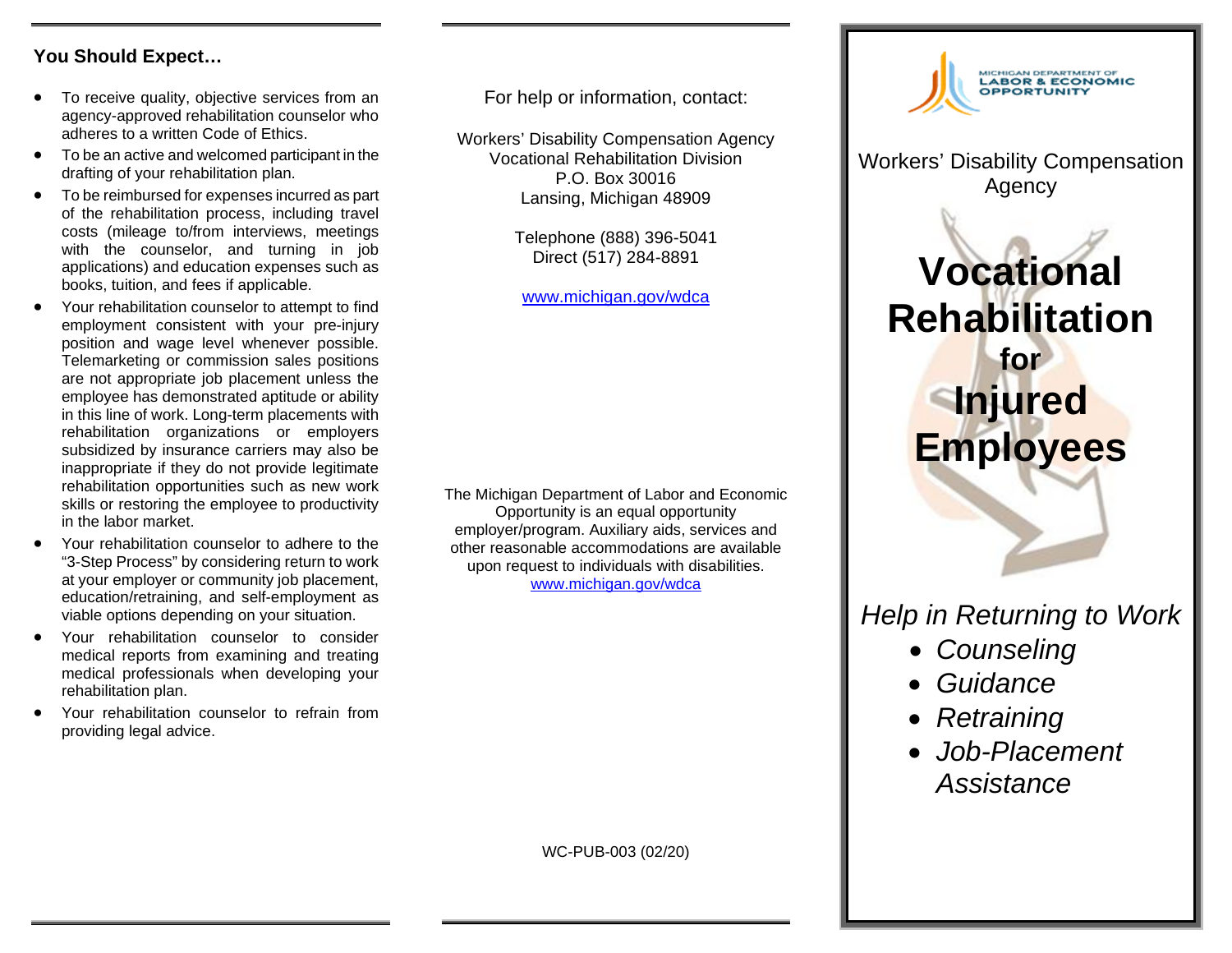## You Should Expect…

- To receive quality, objective services from an agency-approved rehabilitation counselor who adheres to a written Code of Ethics.
- To be an active and welcomed participant in the drafting of your rehabilitation plan.
- To be reimbursed for expenses incurred as part of the rehabilitation process, including travel costs (mileage to/from interviews, meetings with the counselor, and turning in job applications) and education expenses such as books, tuition, and fees if applicable.
- Your rehabilitation counselor to attempt to find employment consistent with your pre-injury position and wage level whenever possible. Telemarketing or commission sales positions are not appropriate job placement unless the employee has demonstrated aptitude or ability in this line of work. Long-term placements with rehabilitation organizations or employers subsidized by insurance carriers may also be inappropriate if they do not provide legitimate rehabilitation opportunities such as new work skills or restoring the employee to productivity in the labor market.
- Your rehabilitation counselor to adhere to the "3-Step Process" by considering return to work at your employer or community job placement, education/retraining, and self-employment as viable options depending on your situation.
- Your rehabilitation counselor to consider medical reports from examining and treating medical professionals when developing your rehabilitation plan.
- Your rehabilitation counselor to refrain from providing legal advice.

For help or information, contact:

Workers' Disability Compensation Agency
Vocational Rehabilitation Division
P.O. Box 30016
Lansing, Michigan 48909

Telephone (888) 396-5041
Direct (517) 284-8891

www.michigan.gov/wdca

The Michigan Department of Labor and Economic Opportunity is an equal opportunity employer/program. Auxiliary aids, services and other reasonable accommodations are available upon request to individuals with disabilities.
www.michigan.gov/wdca

WC-PUB-003 (02/20)

MICHIGAN DEPARTMENT OF LABOR & ECONOMIC OPPORTUNITY

Workers' Disability Compensation Agency

# Vocational Rehabilitation for Injured Employees

*Help in Returning to Work*

- *Counseling*
- *Guidance*
- *Retraining*
- *Job-Placement Assistance*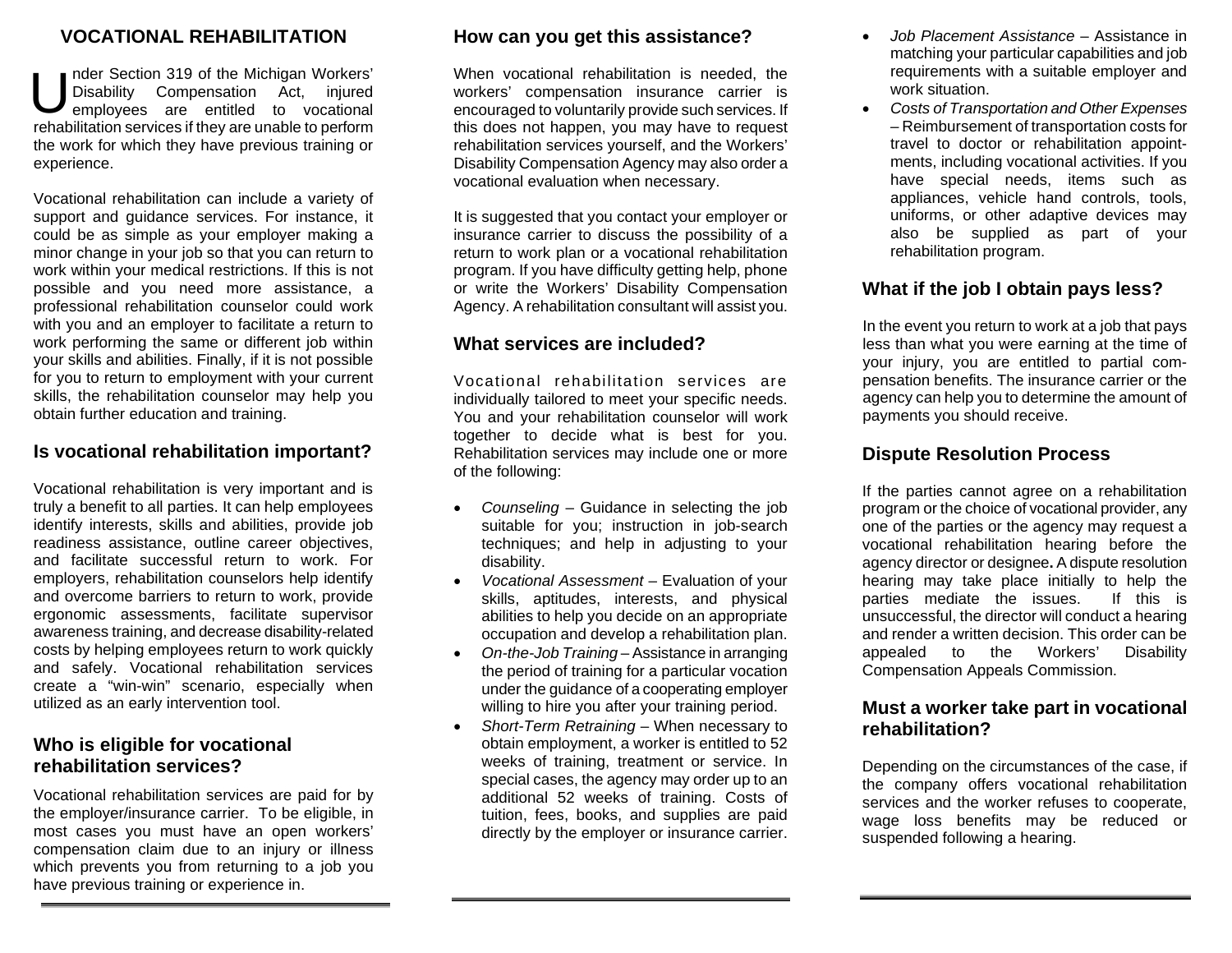# VOCATIONAL REHABILITATION

Under Section 319 of the Michigan Workers' Disability Compensation Act, injured employees are entitled to vocational rehabilitation services if they are unable to perform the work for which they have previous training or experience.

Vocational rehabilitation can include a variety of support and guidance services. For instance, it could be as simple as your employer making a minor change in your job so that you can return to work within your medical restrictions. If this is not possible and you need more assistance, a professional rehabilitation counselor could work with you and an employer to facilitate a return to work performing the same or different job within your skills and abilities. Finally, if it is not possible for you to return to employment with your current skills, the rehabilitation counselor may help you obtain further education and training.

## Is vocational rehabilitation important?

Vocational rehabilitation is very important and is truly a benefit to all parties. It can help employees identify interests, skills and abilities, provide job readiness assistance, outline career objectives, and facilitate successful return to work. For employers, rehabilitation counselors help identify and overcome barriers to return to work, provide ergonomic assessments, facilitate supervisor awareness training, and decrease disability-related costs by helping employees return to work quickly and safely. Vocational rehabilitation services create a "win-win" scenario, especially when utilized as an early intervention tool.

## Who is eligible for vocational rehabilitation services?

Vocational rehabilitation services are paid for by the employer/insurance carrier. To be eligible, in most cases you must have an open workers' compensation claim due to an injury or illness which prevents you from returning to a job you have previous training or experience in.

## How can you get this assistance?

When vocational rehabilitation is needed, the workers' compensation insurance carrier is encouraged to voluntarily provide such services. If this does not happen, you may have to request rehabilitation services yourself, and the Workers' Disability Compensation Agency may also order a vocational evaluation when necessary.

It is suggested that you contact your employer or insurance carrier to discuss the possibility of a return to work plan or a vocational rehabilitation program. If you have difficulty getting help, phone or write the Workers' Disability Compensation Agency. A rehabilitation consultant will assist you.

## What services are included?

Vocational rehabilitation services are individually tailored to meet your specific needs. You and your rehabilitation counselor will work together to decide what is best for you. Rehabilitation services may include one or more of the following:

- *Counseling* – Guidance in selecting the job suitable for you; instruction in job-search techniques; and help in adjusting to your disability.
- *Vocational Assessment* – Evaluation of your skills, aptitudes, interests, and physical abilities to help you decide on an appropriate occupation and develop a rehabilitation plan.
- *On-the-Job Training* – Assistance in arranging the period of training for a particular vocation under the guidance of a cooperating employer willing to hire you after your training period.
- *Short-Term Retraining* – When necessary to obtain employment, a worker is entitled to 52 weeks of training, treatment or service. In special cases, the agency may order up to an additional 52 weeks of training. Costs of tuition, fees, books, and supplies are paid directly by the employer or insurance carrier.
- *Job Placement Assistance* – Assistance in matching your particular capabilities and job requirements with a suitable employer and work situation.
- *Costs of Transportation and Other Expenses* – Reimbursement of transportation costs for travel to doctor or rehabilitation appointments, including vocational activities. If you have special needs, items such as appliances, vehicle hand controls, tools, uniforms, or other adaptive devices may also be supplied as part of your rehabilitation program.

## What if the job I obtain pays less?

In the event you return to work at a job that pays less than what you were earning at the time of your injury, you are entitled to partial compensation benefits. The insurance carrier or the agency can help you to determine the amount of payments you should receive.

## Dispute Resolution Process

If the parties cannot agree on a rehabilitation program or the choice of vocational provider, any one of the parties or the agency may request a vocational rehabilitation hearing before the agency director or designee**.** A dispute resolution hearing may take place initially to help the parties mediate the issues. If this is unsuccessful, the director will conduct a hearing and render a written decision. This order can be appealed to the Workers' Disability Compensation Appeals Commission.

## Must a worker take part in vocational rehabilitation?

Depending on the circumstances of the case, if the company offers vocational rehabilitation services and the worker refuses to cooperate, wage loss benefits may be reduced or suspended following a hearing.